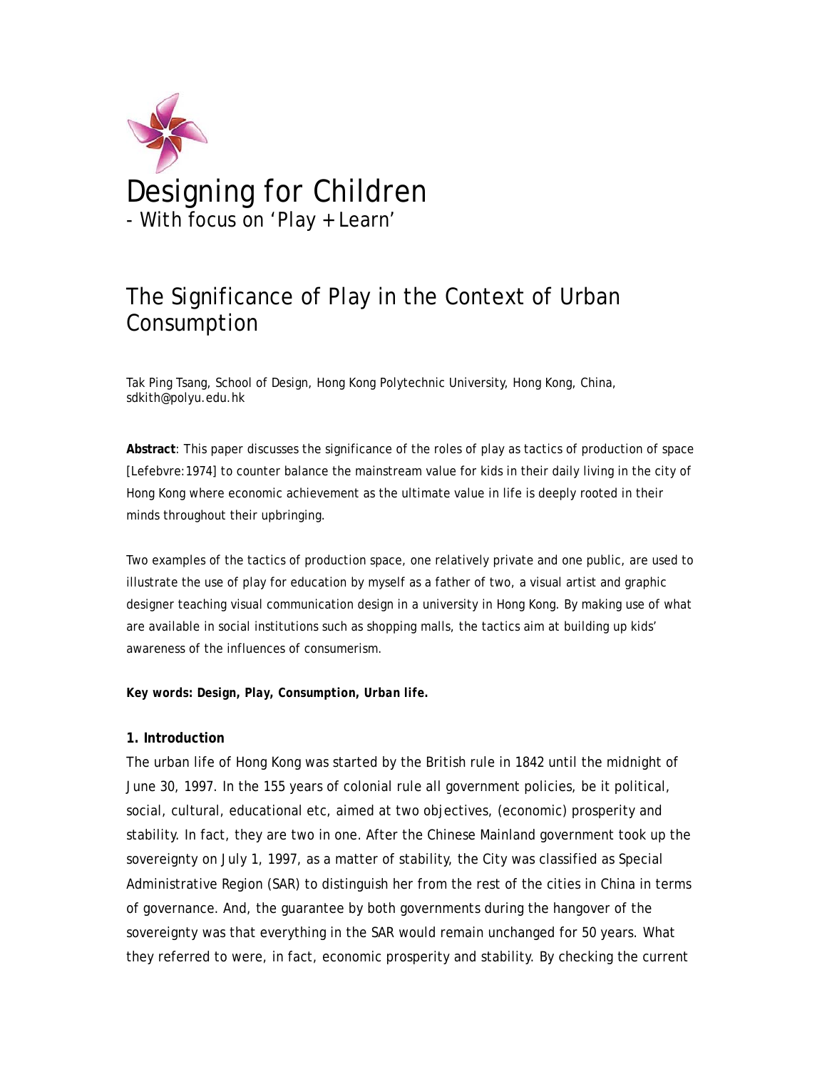# Designing for Children
- With focus on 'Play + Learn'

## The Significance of Play in the Context of Urban Consumption

Tak Ping Tsang, School of Design, Hong Kong Polytechnic University, Hong Kong, China, sdkith@polyu.edu.hk

**Abstract**: This paper discusses the significance of the roles of play as tactics of production of space [Lefebvre:1974] to counter balance the mainstream value for kids in their daily living in the city of Hong Kong where economic achievement as the ultimate value in life is deeply rooted in their minds throughout their upbringing.

Two examples of the tactics of production space, one relatively private and one public, are used to illustrate the use of play for education by myself as a father of two, a visual artist and graphic designer teaching visual communication design in a university in Hong Kong. By making use of what are available in social institutions such as shopping malls, the tactics aim at building up kids' awareness of the influences of consumerism.

***Key words: Design, Play, Consumption, Urban life.***

### 1. Introduction

The urban life of Hong Kong was started by the British rule in 1842 until the midnight of June 30, 1997. In the 155 years of colonial rule all government policies, be it political, social, cultural, educational etc, aimed at two objectives, (economic) prosperity and stability. In fact, they are two in one. After the Chinese Mainland government took up the sovereignty on July 1, 1997, as a matter of stability, the City was classified as Special Administrative Region (SAR) to distinguish her from the rest of the cities in China in terms of governance. And, the guarantee by both governments during the hangover of the sovereignty was that everything in the SAR would remain unchanged for 50 years. What they referred to were, in fact, economic prosperity and stability. By checking the current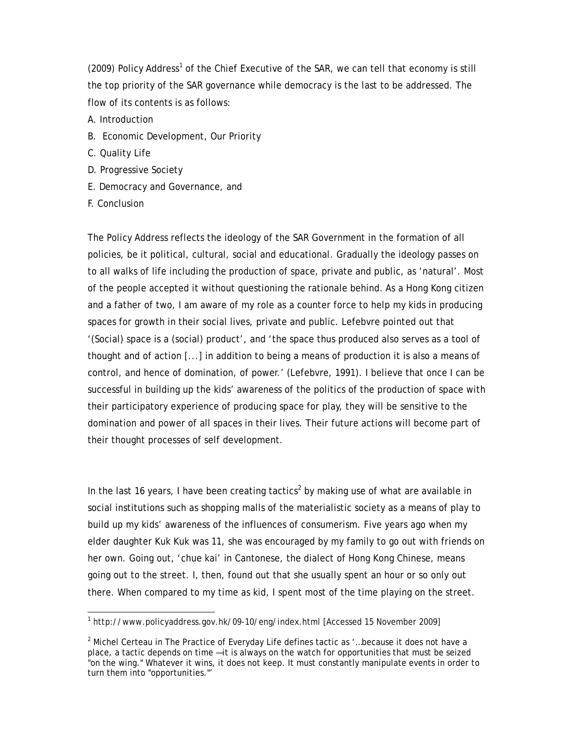(2009) Policy Address[1] of the Chief Executive of the SAR, we can tell that economy is still the top priority of the SAR governance while democracy is the last to be addressed. The flow of its contents is as follows:

A. Introduction
B. Economic Development, Our Priority
C. Quality Life
D. Progressive Society
E. Democracy and Governance, and
F. Conclusion

The Policy Address reflects the ideology of the SAR Government in the formation of all policies, be it political, cultural, social and educational. Gradually the ideology passes on to all walks of life including the production of space, private and public, as 'natural'. Most of the people accepted it without questioning the rationale behind. As a Hong Kong citizen and a father of two, I am aware of my role as a counter force to help my kids in producing spaces for growth in their social lives, private and public. Lefebvre pointed out that '(Social) space is a (social) product', and 'the space thus produced also serves as a tool of thought and of action [...] in addition to being a means of production it is also a means of control, and hence of domination, of power.' (Lefebvre, 1991). I believe that once I can be successful in building up the kids' awareness of the politics of the production of space with their participatory experience of producing space for play, they will be sensitive to the domination and power of all spaces in their lives. Their future actions will become part of their thought processes of self development.

In the last 16 years, I have been creating tactics[2] by making use of what are available in social institutions such as shopping malls of the materialistic society as a means of play to build up my kids' awareness of the influences of consumerism. Five years ago when my elder daughter Kuk Kuk was 11, she was encouraged by my family to go out with friends on her own. Going out, 'chue kai' in Cantonese, the dialect of Hong Kong Chinese, means going out to the street. I, then, found out that she usually spent an hour or so only out there. When compared to my time as kid, I spent most of the time playing on the street.

---

[1] http://www.policyaddress.gov.hk/09-10/eng/index.html [Accessed 15 November 2009]

[2] Michel Certeau in The Practice of Everyday Life defines tactic as '…because it does not have a place, a tactic depends on time —it is always on the watch for opportunities that must be seized "on the wing." Whatever it wins, it does not keep. It must constantly manipulate events in order to turn them into "opportunities."'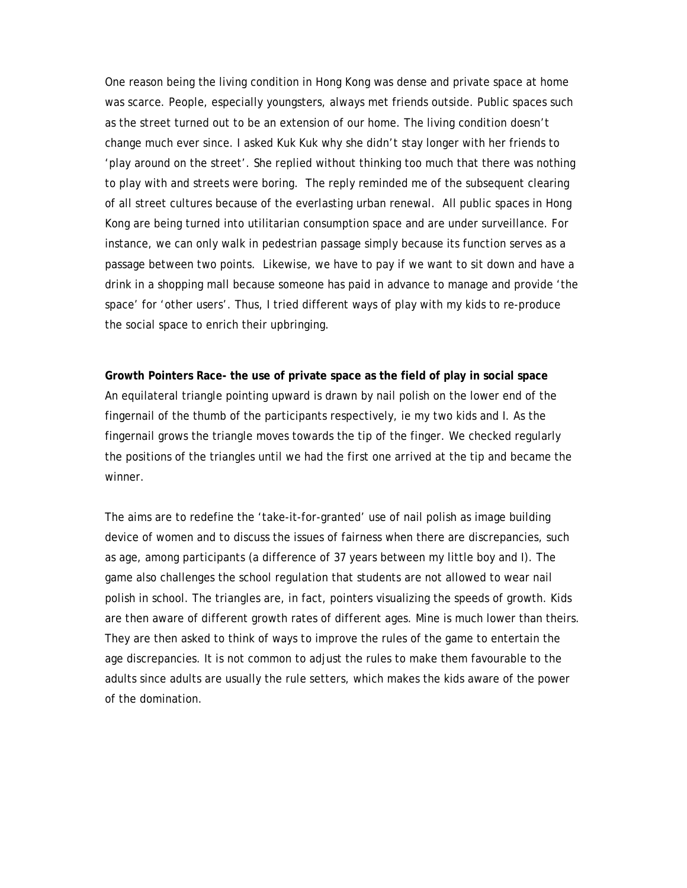One reason being the living condition in Hong Kong was dense and private space at home was scarce. People, especially youngsters, always met friends outside. Public spaces such as the street turned out to be an extension of our home. The living condition doesn't change much ever since. I asked Kuk Kuk why she didn't stay longer with her friends to 'play around on the street'. She replied without thinking too much that there was nothing to play with and streets were boring. The reply reminded me of the subsequent clearing of all street cultures because of the everlasting urban renewal. All public spaces in Hong Kong are being turned into utilitarian consumption space and are under surveillance. For instance, we can only walk in pedestrian passage simply because its function serves as a passage between two points. Likewise, we have to pay if we want to sit down and have a drink in a shopping mall because someone has paid in advance to manage and provide 'the space' for 'other users'. Thus, I tried different ways of play with my kids to re-produce the social space to enrich their upbringing.

**Growth Pointers Race- the use of private space as the field of play in social space**

An equilateral triangle pointing upward is drawn by nail polish on the lower end of the fingernail of the thumb of the participants respectively, ie my two kids and I. As the fingernail grows the triangle moves towards the tip of the finger. We checked regularly the positions of the triangles until we had the first one arrived at the tip and became the winner.

The aims are to redefine the 'take-it-for-granted' use of nail polish as image building device of women and to discuss the issues of fairness when there are discrepancies, such as age, among participants (a difference of 37 years between my little boy and I). The game also challenges the school regulation that students are not allowed to wear nail polish in school. The triangles are, in fact, pointers visualizing the speeds of growth. Kids are then aware of different growth rates of different ages. Mine is much lower than theirs. They are then asked to think of ways to improve the rules of the game to entertain the age discrepancies. It is not common to adjust the rules to make them favourable to the adults since adults are usually the rule setters, which makes the kids aware of the power of the domination.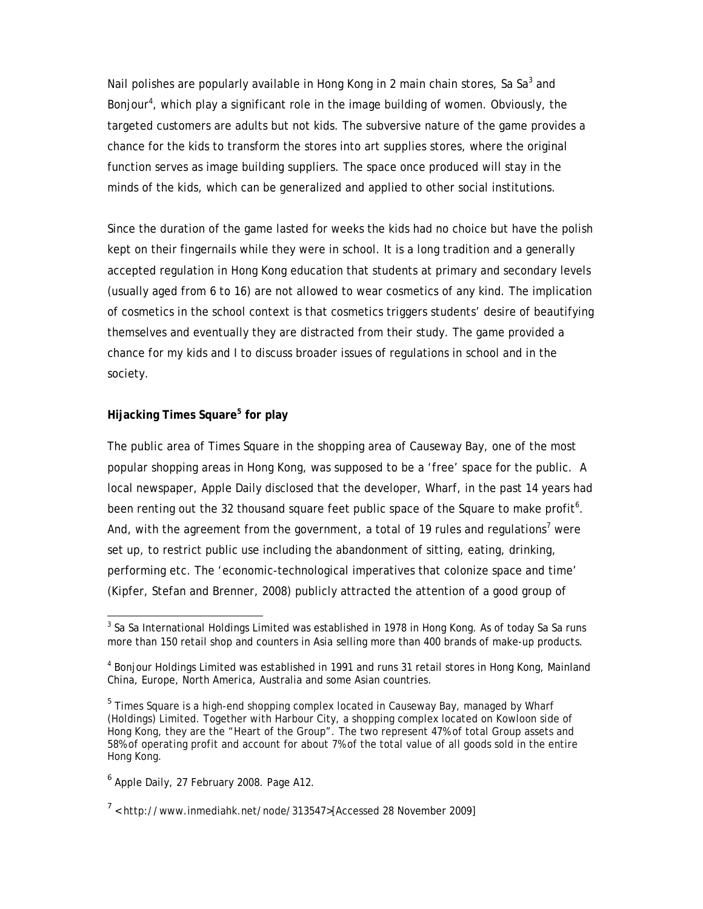Nail polishes are popularly available in Hong Kong in 2 main chain stores, Sa Sa[3] and Bonjour[4], which play a significant role in the image building of women. Obviously, the targeted customers are adults but not kids. The subversive nature of the game provides a chance for the kids to transform the stores into art supplies stores, where the original function serves as image building suppliers. The space once produced will stay in the minds of the kids, which can be generalized and applied to other social institutions.

Since the duration of the game lasted for weeks the kids had no choice but have the polish kept on their fingernails while they were in school. It is a long tradition and a generally accepted regulation in Hong Kong education that students at primary and secondary levels (usually aged from 6 to 16) are not allowed to wear cosmetics of any kind. The implication of cosmetics in the school context is that cosmetics triggers students' desire of beautifying themselves and eventually they are distracted from their study. The game provided a chance for my kids and I to discuss broader issues of regulations in school and in the society.

**Hijacking Times Square[5] for play**

The public area of Times Square in the shopping area of Causeway Bay, one of the most popular shopping areas in Hong Kong, was supposed to be a 'free' space for the public. A local newspaper, Apple Daily disclosed that the developer, Wharf, in the past 14 years had been renting out the 32 thousand square feet public space of the Square to make profit[6]. And, with the agreement from the government, a total of 19 rules and regulations[7] were set up, to restrict public use including the abandonment of sitting, eating, drinking, performing etc. The 'economic-technological imperatives that colonize space and time' (Kipfer, Stefan and Brenner, 2008) publicly attracted the attention of a good group of

---

[3] Sa Sa International Holdings Limited was established in 1978 in Hong Kong. As of today Sa Sa runs more than 150 retail shop and counters in Asia selling more than 400 brands of make-up products.

[4] Bonjour Holdings Limited was established in 1991 and runs 31 retail stores in Hong Kong, Mainland China, Europe, North America, Australia and some Asian countries.

[5] Times Square is a high-end shopping complex located in Causeway Bay, managed by Wharf (Holdings) Limited. Together with Harbour City, a shopping complex located on Kowloon side of Hong Kong, they are the "Heart of the Group". The two represent 47% of total Group assets and 58% of operating profit and account for about 7% of the total value of all goods sold in the entire Hong Kong.

[6] Apple Daily, 27 February 2008. Page A12.

[7] <http://www.inmediahk.net/node/313547>[Accessed 28 November 2009]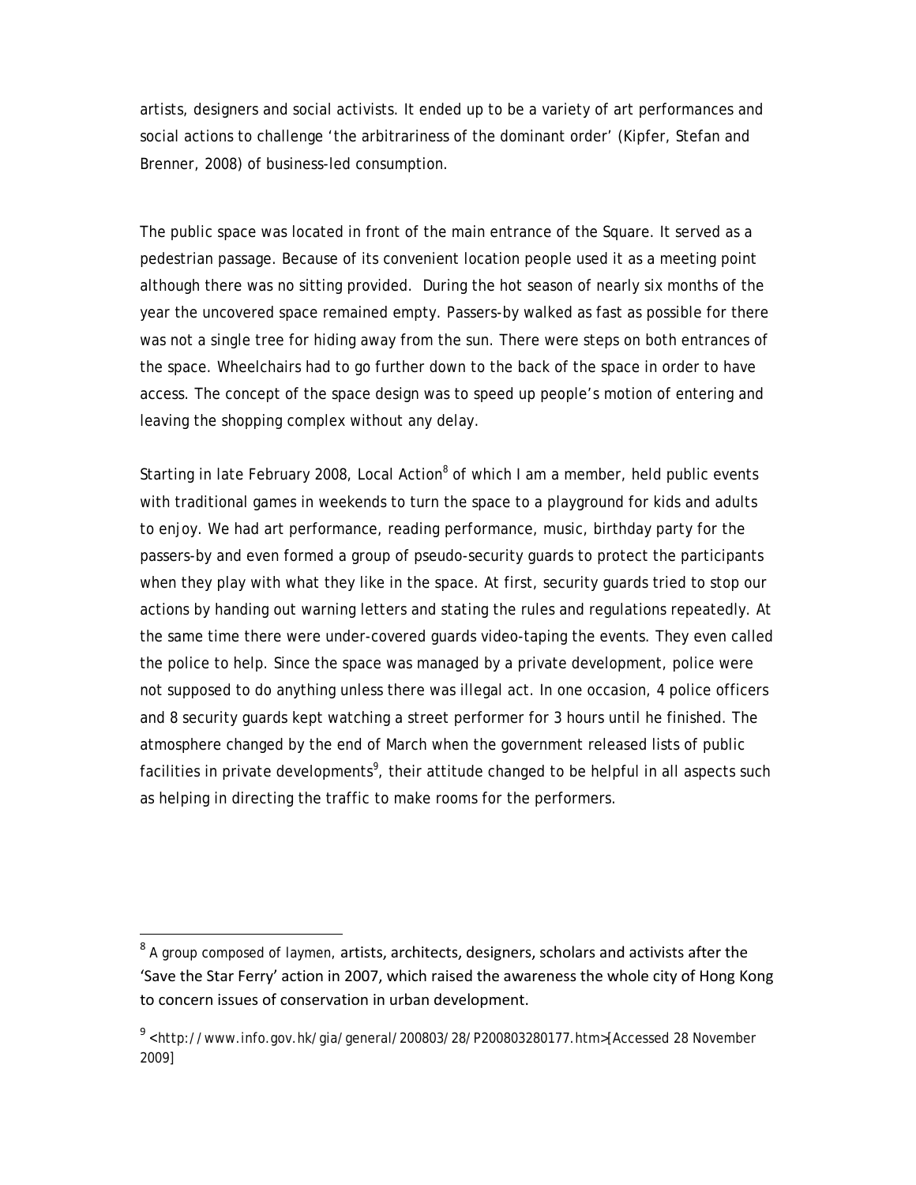artists, designers and social activists. It ended up to be a variety of art performances and social actions to challenge 'the arbitrariness of the dominant order' (Kipfer, Stefan and Brenner, 2008) of business-led consumption.

The public space was located in front of the main entrance of the Square. It served as a pedestrian passage. Because of its convenient location people used it as a meeting point although there was no sitting provided. During the hot season of nearly six months of the year the uncovered space remained empty. Passers-by walked as fast as possible for there was not a single tree for hiding away from the sun. There were steps on both entrances of the space. Wheelchairs had to go further down to the back of the space in order to have access. The concept of the space design was to speed up people's motion of entering and leaving the shopping complex without any delay.

Starting in late February 2008, Local Action[8] of which I am a member, held public events with traditional games in weekends to turn the space to a playground for kids and adults to enjoy. We had art performance, reading performance, music, birthday party for the passers-by and even formed a group of pseudo-security guards to protect the participants when they play with what they like in the space. At first, security guards tried to stop our actions by handing out warning letters and stating the rules and regulations repeatedly. At the same time there were under-covered guards video-taping the events. They even called the police to help. Since the space was managed by a private development, police were not supposed to do anything unless there was illegal act. In one occasion, 4 police officers and 8 security guards kept watching a street performer for 3 hours until he finished. The atmosphere changed by the end of March when the government released lists of public facilities in private developments[9], their attitude changed to be helpful in all aspects such as helping in directing the traffic to make rooms for the performers.

---

[8] A group composed of laymen, artists, architects, designers, scholars and activists after the 'Save the Star Ferry' action in 2007, which raised the awareness the whole city of Hong Kong to concern issues of conservation in urban development.

[9] <http://www.info.gov.hk/gia/general/200803/28/P200803280177.htm>[Accessed 28 November 2009]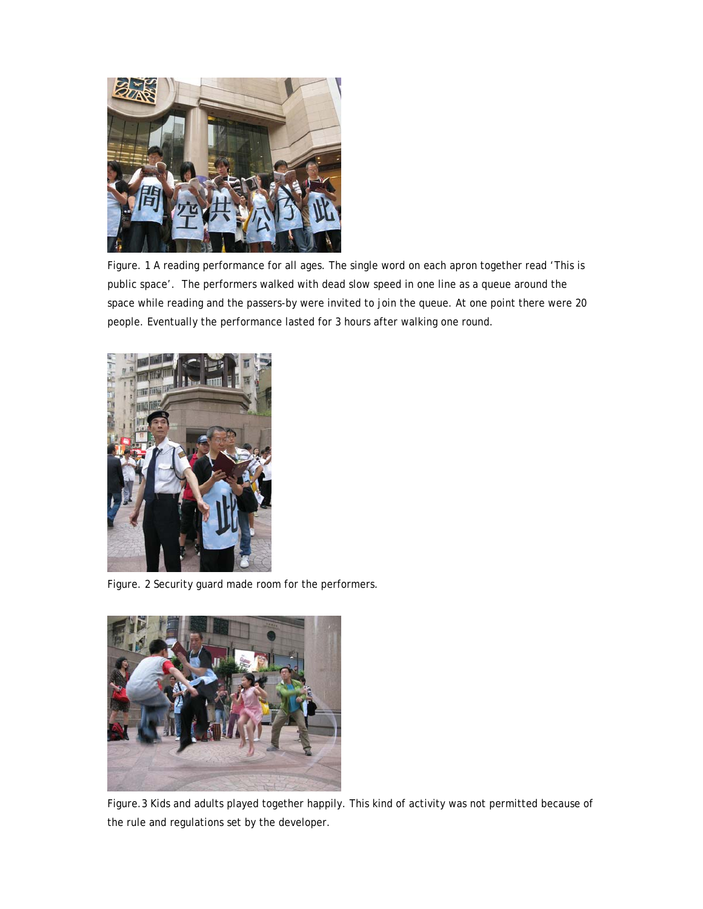Figure. 1 A reading performance for all ages. The single word on each apron together read ‘This is public space’. The performers walked with dead slow speed in one line as a queue around the space while reading and the passers-by were invited to join the queue. At one point there were 20 people. Eventually the performance lasted for 3 hours after walking one round.

Figure. 2 Security guard made room for the performers.

Figure. 3 Kids and adults played together happily. This kind of activity was not permitted because of the rule and regulations set by the developer.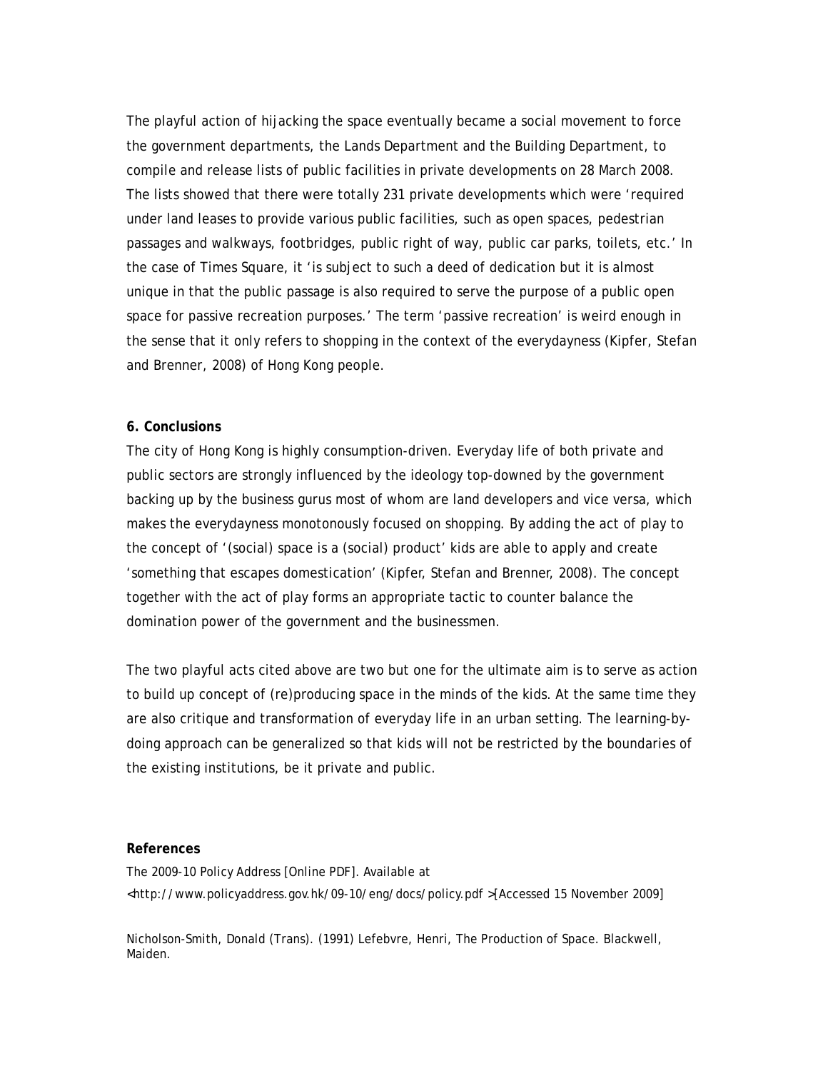The playful action of hijacking the space eventually became a social movement to force the government departments, the Lands Department and the Building Department, to compile and release lists of public facilities in private developments on 28 March 2008. The lists showed that there were totally 231 private developments which were 'required under land leases to provide various public facilities, such as open spaces, pedestrian passages and walkways, footbridges, public right of way, public car parks, toilets, etc.' In the case of Times Square, it 'is subject to such a deed of dedication but it is almost unique in that the public passage is also required to serve the purpose of a public open space for passive recreation purposes.' The term 'passive recreation' is weird enough in the sense that it only refers to shopping in the context of the everydayness (Kipfer, Stefan and Brenner, 2008) of Hong Kong people.

**6. Conclusions**

The city of Hong Kong is highly consumption-driven. Everyday life of both private and public sectors are strongly influenced by the ideology top-downed by the government backing up by the business gurus most of whom are land developers and vice versa, which makes the everydayness monotonously focused on shopping. By adding the act of play to the concept of '(social) space is a (social) product' kids are able to apply and create 'something that escapes domestication' (Kipfer, Stefan and Brenner, 2008). The concept together with the act of play forms an appropriate tactic to counter balance the domination power of the government and the businessmen.

The two playful acts cited above are two but one for the ultimate aim is to serve as action to build up concept of (re)producing space in the minds of the kids. At the same time they are also critique and transformation of everyday life in an urban setting. The learning-by-doing approach can be generalized so that kids will not be restricted by the boundaries of the existing institutions, be it private and public.

**References**

The 2009-10 Policy Address [Online PDF]. Available at <http://www.policyaddress.gov.hk/09-10/eng/docs/policy.pdf >[Accessed 15 November 2009]

Nicholson-Smith, Donald (Trans). (1991) Lefebvre, Henri, The Production of Space. Blackwell, Maiden.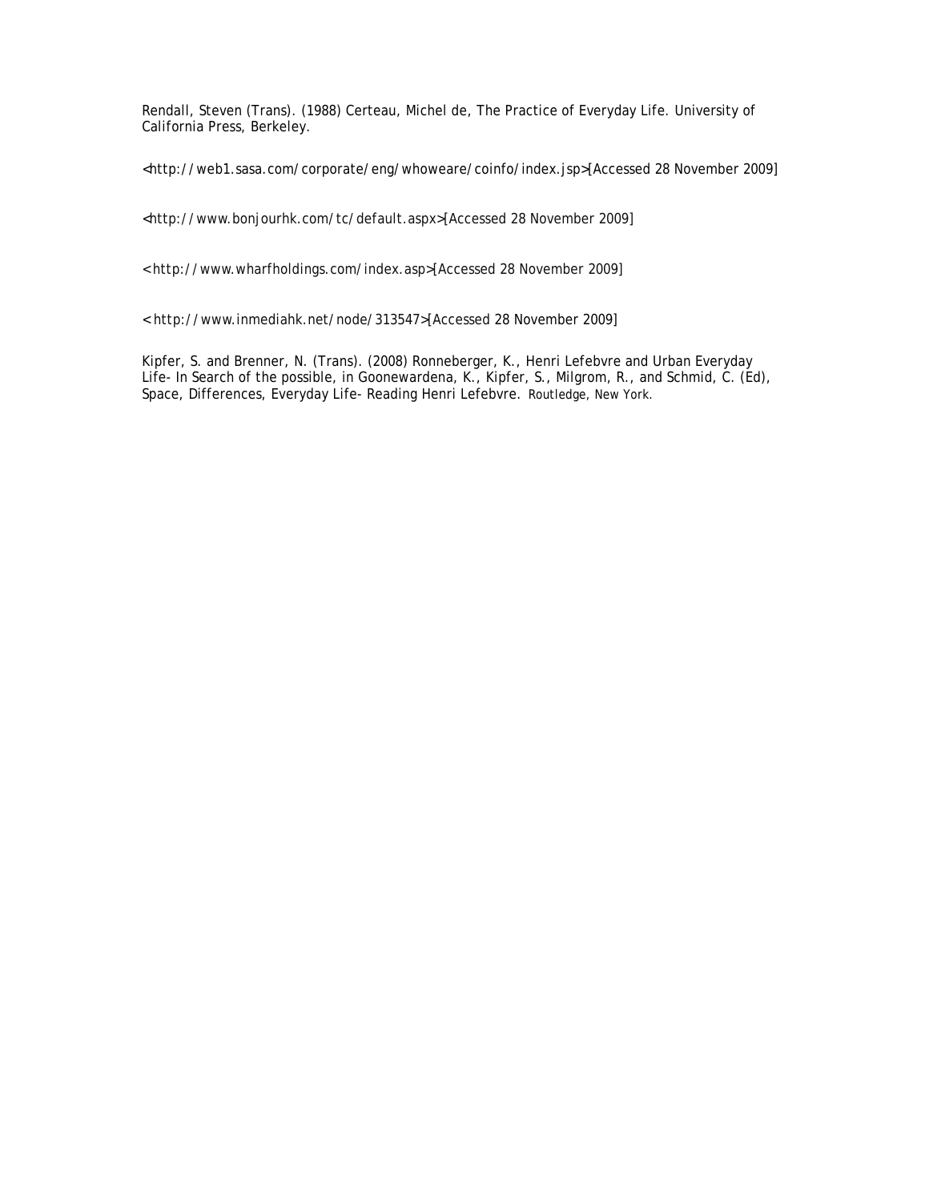Rendall, Steven (Trans). (1988) Certeau, Michel de, The Practice of Everyday Life. University of California Press, Berkeley.

<http://web1.sasa.com/corporate/eng/whoweare/coinfo/index.jsp>[Accessed 28 November 2009]

<http://www.bonjourhk.com/tc/default.aspx>[Accessed 28 November 2009]

< http://www.wharfholdings.com/index.asp>[Accessed 28 November 2009]

< http://www.inmediahk.net/node/313547>[Accessed 28 November 2009]

Kipfer, S. and Brenner, N. (Trans). (2008) Ronneberger, K., Henri Lefebvre and Urban Everyday Life- In Search of the possible, in Goonewardena, K., Kipfer, S., Milgrom, R., and Schmid, C. (Ed), Space, Differences, Everyday Life- Reading Henri Lefebvre. Routledge, New York.